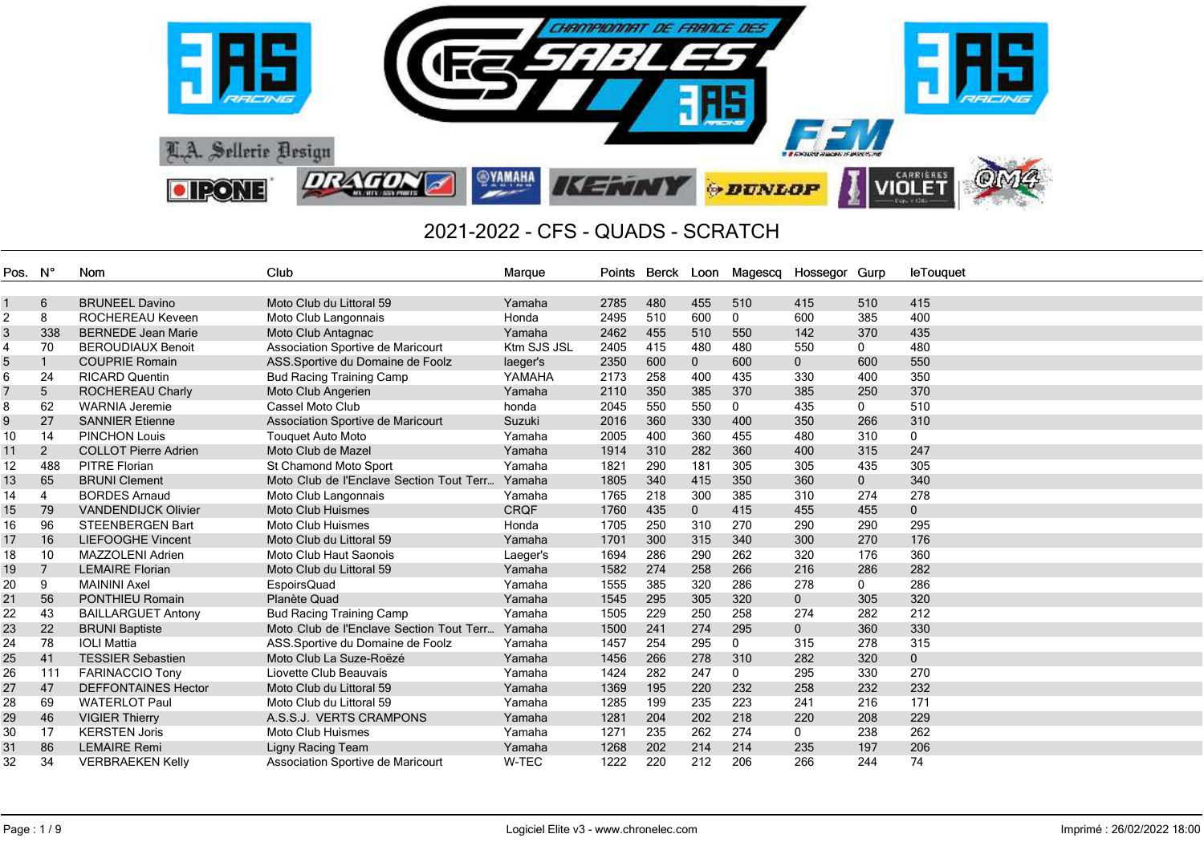# 2021-2022 - CFS - QUADS - SCRATCH

| Pos. | N° | Nom | Club | Marque | Points | Berck | Loon | Magescq | Hossegor | Gurp | leTouquet |
|---|---|---|---|---|---|---|---|---|---|---|---|
| 1 | 6 | BRUNEEL Davino | Moto Club du Littoral 59 | Yamaha | 2785 | 480 | 455 | 510 | 415 | 510 | 415 |
| 2 | 8 | ROCHEREAU Keveen | Moto Club Langonnais | Honda | 2495 | 510 | 600 | 0 | 600 | 385 | 400 |
| 3 | 338 | BERNEDE Jean Marie | Moto Club Antagnac | Yamaha | 2462 | 455 | 510 | 550 | 142 | 370 | 435 |
| 4 | 70 | BEROUDIAUX Benoit | Association Sportive de Maricourt | Ktm SJS JSL | 2405 | 415 | 480 | 480 | 550 | 0 | 480 |
| 5 | 1 | COUPRIE Romain | ASS.Sportive du Domaine de Foolz | Iaeger's | 2350 | 600 | 0 | 600 | 0 | 600 | 550 |
| 6 | 24 | RICARD Quentin | Bud Racing Training Camp | YAMAHA | 2173 | 258 | 400 | 435 | 330 | 400 | 350 |
| 7 | 5 | ROCHEREAU Charly | Moto Club Angerien | Yamaha | 2110 | 350 | 385 | 370 | 385 | 250 | 370 |
| 8 | 62 | WARNIA Jeremie | Cassel Moto Club | honda | 2045 | 550 | 550 | 0 | 435 | 0 | 510 |
| 9 | 27 | SANNIER Etienne | Association Sportive de Maricourt | Suzuki | 2016 | 360 | 330 | 400 | 350 | 266 | 310 |
| 10 | 14 | PINCHON Louis | Touquet Auto Moto | Yamaha | 2005 | 400 | 360 | 455 | 480 | 310 | 0 |
| 11 | 2 | COLLOT Pierre Adrien | Moto Club de Mazel | Yamaha | 1914 | 310 | 282 | 360 | 400 | 315 | 247 |
| 12 | 488 | PITRE Florian | St Chamond Moto Sport | Yamaha | 1821 | 290 | 181 | 305 | 305 | 435 | 305 |
| 13 | 65 | BRUNI Clement | Moto Club de l'Enclave Section Tout Terr... | Yamaha | 1805 | 340 | 415 | 350 | 360 | 0 | 340 |
| 14 | 4 | BORDES Arnaud | Moto Club Langonnais | Yamaha | 1765 | 218 | 300 | 385 | 310 | 274 | 278 |
| 15 | 79 | VANDENDIJCK Olivier | Moto Club Huismes | CRQF | 1760 | 435 | 0 | 415 | 455 | 455 | 0 |
| 16 | 96 | STEENBERGEN Bart | Moto Club Huismes | Honda | 1705 | 250 | 310 | 270 | 290 | 290 | 295 |
| 17 | 16 | LIEFOOGHE Vincent | Moto Club du Littoral 59 | Yamaha | 1701 | 300 | 315 | 340 | 300 | 270 | 176 |
| 18 | 10 | MAZZOLENI Adrien | Moto Club Haut Saonois | Laeger's | 1694 | 286 | 290 | 262 | 320 | 176 | 360 |
| 19 | 7 | LEMAIRE Florian | Moto Club du Littoral 59 | Yamaha | 1582 | 274 | 258 | 266 | 216 | 286 | 282 |
| 20 | 9 | MAININI Axel | EspoirsQuad | Yamaha | 1555 | 385 | 320 | 286 | 278 | 0 | 286 |
| 21 | 56 | PONTHIEU Romain | Planète Quad | Yamaha | 1545 | 295 | 305 | 320 | 0 | 305 | 320 |
| 22 | 43 | BAILLARGUET Antony | Bud Racing Training Camp | Yamaha | 1505 | 229 | 250 | 258 | 274 | 282 | 212 |
| 23 | 22 | BRUNI Baptiste | Moto Club de l'Enclave Section Tout Terr... | Yamaha | 1500 | 241 | 274 | 295 | 0 | 360 | 330 |
| 24 | 78 | IOLI Mattia | ASS.Sportive du Domaine de Foolz | Yamaha | 1457 | 254 | 295 | 0 | 315 | 278 | 315 |
| 25 | 41 | TESSIER Sebastien | Moto Club La Suze-Roëzé | Yamaha | 1456 | 266 | 278 | 310 | 282 | 320 | 0 |
| 26 | 111 | FARINACCIO Tony | Liovette Club Beauvais | Yamaha | 1424 | 282 | 247 | 0 | 295 | 330 | 270 |
| 27 | 47 | DEFFONTAINES Hector | Moto Club du Littoral 59 | Yamaha | 1369 | 195 | 220 | 232 | 258 | 232 | 232 |
| 28 | 69 | WATERLOT Paul | Moto Club du Littoral 59 | Yamaha | 1285 | 199 | 235 | 223 | 241 | 216 | 171 |
| 29 | 46 | VIGIER Thierry | A.S.S.J. VERTS CRAMPONS | Yamaha | 1281 | 204 | 202 | 218 | 220 | 208 | 229 |
| 30 | 17 | KERSTEN Joris | Moto Club Huismes | Yamaha | 1271 | 235 | 262 | 274 | 0 | 238 | 262 |
| 31 | 86 | LEMAIRE Remi | Ligny Racing Team | Yamaha | 1268 | 202 | 214 | 214 | 235 | 197 | 206 |
| 32 | 34 | VERBRAEKEN Kelly | Association Sportive de Maricourt | W-TEC | 1222 | 220 | 212 | 206 | 266 | 244 | 74 |

Logiciel Elite v3 - www.chronelec.com

Imprimé : 26/02/2022 18:00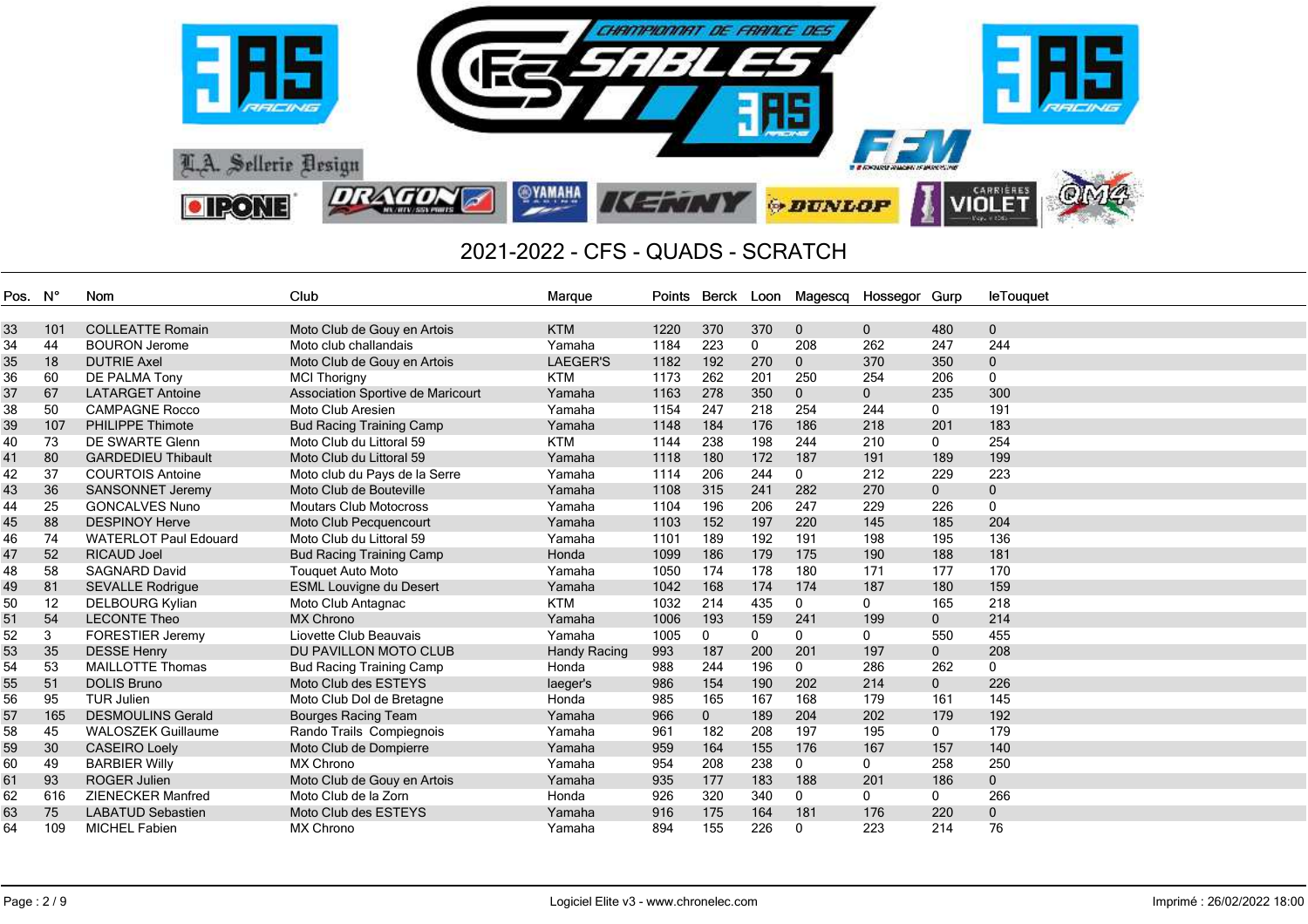# 2021-2022 - CFS - QUADS - SCRATCH

| Pos. | N° | Nom | Club | Marque | Points | Berck | Loon | Magescq | Hossegor | Gurp | leTouquet |
|---|---|---|---|---|---|---|---|---|---|---|---|
| 33 | 101 | COLLEATTE Romain | Moto Club de Gouy en Artois | KTM | 1220 | 370 | 370 | 0 | 0 | 480 | 0 |
| 34 | 44 | BOURON Jerome | Moto club challandais | Yamaha | 1184 | 223 | 0 | 208 | 262 | 247 | 244 |
| 35 | 18 | DUTRIE Axel | Moto Club de Gouy en Artois | LAEGER'S | 1182 | 192 | 270 | 0 | 370 | 350 | 0 |
| 36 | 60 | DE PALMA Tony | MCI Thorigny | KTM | 1173 | 262 | 201 | 250 | 254 | 206 | 0 |
| 37 | 67 | LATARGET Antoine | Association Sportive de Maricourt | Yamaha | 1163 | 278 | 350 | 0 | 0 | 235 | 300 |
| 38 | 50 | CAMPAGNE Rocco | Moto Club Aresien | Yamaha | 1154 | 247 | 218 | 254 | 244 | 0 | 191 |
| 39 | 107 | PHILIPPE Thimote | Bud Racing Training Camp | Yamaha | 1148 | 184 | 176 | 186 | 218 | 201 | 183 |
| 40 | 73 | DE SWARTE Glenn | Moto Club du Littoral 59 | KTM | 1144 | 238 | 198 | 244 | 210 | 0 | 254 |
| 41 | 80 | GARDEDIEU Thibault | Moto Club du Littoral 59 | Yamaha | 1118 | 180 | 172 | 187 | 191 | 189 | 199 |
| 42 | 37 | COURTOIS Antoine | Moto club du Pays de la Serre | Yamaha | 1114 | 206 | 244 | 0 | 212 | 229 | 223 |
| 43 | 36 | SANSONNET Jeremy | Moto Club de Bouteville | Yamaha | 1108 | 315 | 241 | 282 | 270 | 0 | 0 |
| 44 | 25 | GONCALVES Nuno | Moutars Club Motocross | Yamaha | 1104 | 196 | 206 | 247 | 229 | 226 | 0 |
| 45 | 88 | DESPINOY Herve | Moto Club Pecquencourt | Yamaha | 1103 | 152 | 197 | 220 | 145 | 185 | 204 |
| 46 | 74 | WATERLOT Paul Edouard | Moto Club du Littoral 59 | Yamaha | 1101 | 189 | 192 | 191 | 198 | 195 | 136 |
| 47 | 52 | RICAUD Joel | Bud Racing Training Camp | Honda | 1099 | 186 | 179 | 175 | 190 | 188 | 181 |
| 48 | 58 | SAGNARD David | Touquet Auto Moto | Yamaha | 1050 | 174 | 178 | 180 | 171 | 177 | 170 |
| 49 | 81 | SEVALLE Rodrigue | ESML Louvigne du Desert | Yamaha | 1042 | 168 | 174 | 174 | 187 | 180 | 159 |
| 50 | 12 | DELBOURG Kylian | Moto Club Antagnac | KTM | 1032 | 214 | 435 | 0 | 0 | 165 | 218 |
| 51 | 54 | LECONTE Theo | MX Chrono | Yamaha | 1006 | 193 | 159 | 241 | 199 | 0 | 214 |
| 52 | 3 | FORESTIER Jeremy | Liovette Club Beauvais | Yamaha | 1005 | 0 | 0 | 0 | 0 | 550 | 455 |
| 53 | 35 | DESSE Henry | DU PAVILLON MOTO CLUB | Handy Racing | 993 | 187 | 200 | 201 | 197 | 0 | 208 |
| 54 | 53 | MAILLOTTE Thomas | Bud Racing Training Camp | Honda | 988 | 244 | 196 | 0 | 286 | 262 | 0 |
| 55 | 51 | DOLIS Bruno | Moto Club des ESTEYS | laeger's | 986 | 154 | 190 | 202 | 214 | 0 | 226 |
| 56 | 95 | TUR Julien | Moto Club Dol de Bretagne | Honda | 985 | 165 | 167 | 168 | 179 | 161 | 145 |
| 57 | 165 | DESMOULINS Gerald | Bourges Racing Team | Yamaha | 966 | 0 | 189 | 204 | 202 | 179 | 192 |
| 58 | 45 | WALOSZEK Guillaume | Rando Trails Compiegnois | Yamaha | 961 | 182 | 208 | 197 | 195 | 0 | 179 |
| 59 | 30 | CASEIRO Loely | Moto Club de Dompierre | Yamaha | 959 | 164 | 155 | 176 | 167 | 157 | 140 |
| 60 | 49 | BARBIER Willy | MX Chrono | Yamaha | 954 | 208 | 238 | 0 | 0 | 258 | 250 |
| 61 | 93 | ROGER Julien | Moto Club de Gouy en Artois | Yamaha | 935 | 177 | 183 | 188 | 201 | 186 | 0 |
| 62 | 616 | ZIENECKER Manfred | Moto Club de la Zorn | Honda | 926 | 320 | 340 | 0 | 0 | 0 | 266 |
| 63 | 75 | LABATUD Sebastien | Moto Club des ESTEYS | Yamaha | 916 | 175 | 164 | 181 | 176 | 220 | 0 |
| 64 | 109 | MICHEL Fabien | MX Chrono | Yamaha | 894 | 155 | 226 | 0 | 223 | 214 | 76 |

Logiciel Elite v3 - www.chronelec.com

Imprimé : 26/02/2022 18:00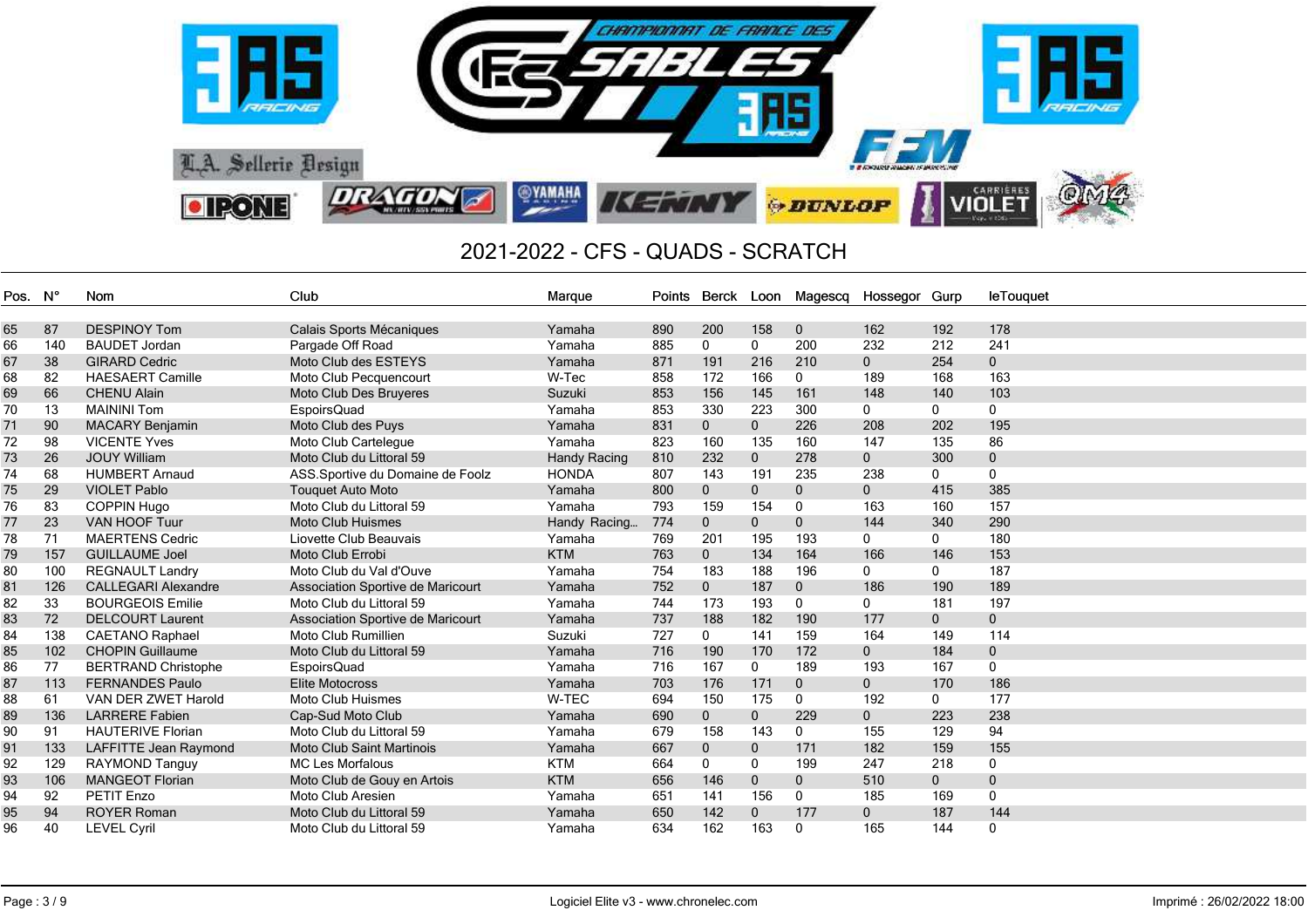## 2021-2022 - CFS - QUADS - SCRATCH

| Pos. | N° | Nom | Club | Marque | Points | Berck | Loon | Magescq | Hossegor | Gurp | leTouquet |
|---|---|---|---|---|---|---|---|---|---|---|---|
| 65 | 87 | DESPINOY Tom | Calais Sports Mécaniques | Yamaha | 890 | 200 | 158 | 0 | 162 | 192 | 178 |
| 66 | 140 | BAUDET Jordan | Pargade Off Road | Yamaha | 885 | 0 | 0 | 200 | 232 | 212 | 241 |
| 67 | 38 | GIRARD Cedric | Moto Club des ESTEYS | Yamaha | 871 | 191 | 216 | 210 | 0 | 254 | 0 |
| 68 | 82 | HAESAERT Camille | Moto Club Pecquencourt | W-Tec | 858 | 172 | 166 | 0 | 189 | 168 | 163 |
| 69 | 66 | CHENU Alain | Moto Club Des Bruyeres | Suzuki | 853 | 156 | 145 | 161 | 148 | 140 | 103 |
| 70 | 13 | MAININI Tom | EspoirsQuad | Yamaha | 853 | 330 | 223 | 300 | 0 | 0 | 0 |
| 71 | 90 | MACARY Benjamin | Moto Club des Puys | Yamaha | 831 | 0 | 0 | 226 | 208 | 202 | 195 |
| 72 | 98 | VICENTE Yves | Moto Club Cartelegue | Yamaha | 823 | 160 | 135 | 160 | 147 | 135 | 86 |
| 73 | 26 | JOUY William | Moto Club du Littoral 59 | Handy Racing | 810 | 232 | 0 | 278 | 0 | 300 | 0 |
| 74 | 68 | HUMBERT Arnaud | ASS.Sportive du Domaine de Foolz | HONDA | 807 | 143 | 191 | 235 | 238 | 0 | 0 |
| 75 | 29 | VIOLET Pablo | Touquet Auto Moto | Yamaha | 800 | 0 | 0 | 0 | 0 | 415 | 385 |
| 76 | 83 | COPPIN Hugo | Moto Club du Littoral 59 | Yamaha | 793 | 159 | 154 | 0 | 163 | 160 | 157 |
| 77 | 23 | VAN HOOF Tuur | Moto Club Huismes | Handy Racing... | 774 | 0 | 0 | 0 | 144 | 340 | 290 |
| 78 | 71 | MAERTENS Cedric | Liovette Club Beauvais | Yamaha | 769 | 201 | 195 | 193 | 0 | 0 | 180 |
| 79 | 157 | GUILLAUME Joel | Moto Club Errobi | KTM | 763 | 0 | 134 | 164 | 166 | 146 | 153 |
| 80 | 100 | REGNAULT Landry | Moto Club du Val d'Ouve | Yamaha | 754 | 183 | 188 | 196 | 0 | 0 | 187 |
| 81 | 126 | CALLEGARI Alexandre | Association Sportive de Maricourt | Yamaha | 752 | 0 | 187 | 0 | 186 | 190 | 189 |
| 82 | 33 | BOURGEOIS Emilie | Moto Club du Littoral 59 | Yamaha | 744 | 173 | 193 | 0 | 0 | 181 | 197 |
| 83 | 72 | DELCOURT Laurent | Association Sportive de Maricourt | Yamaha | 737 | 188 | 182 | 190 | 177 | 0 | 0 |
| 84 | 138 | CAETANO Raphael | Moto Club Rumillien | Suzuki | 727 | 0 | 141 | 159 | 164 | 149 | 114 |
| 85 | 102 | CHOPIN Guillaume | Moto Club du Littoral 59 | Yamaha | 716 | 190 | 170 | 172 | 0 | 184 | 0 |
| 86 | 77 | BERTRAND Christophe | EspoirsQuad | Yamaha | 716 | 167 | 0 | 189 | 193 | 167 | 0 |
| 87 | 113 | FERNANDES Paulo | Elite Motocross | Yamaha | 703 | 176 | 171 | 0 | 0 | 170 | 186 |
| 88 | 61 | VAN DER ZWET Harold | Moto Club Huismes | W-TEC | 694 | 150 | 175 | 0 | 192 | 0 | 177 |
| 89 | 136 | LARRERE Fabien | Cap-Sud Moto Club | Yamaha | 690 | 0 | 0 | 229 | 0 | 223 | 238 |
| 90 | 91 | HAUTERIVE Florian | Moto Club du Littoral 59 | Yamaha | 679 | 158 | 143 | 0 | 155 | 129 | 94 |
| 91 | 133 | LAFFITTE Jean Raymond | Moto Club Saint Martinois | Yamaha | 667 | 0 | 0 | 171 | 182 | 159 | 155 |
| 92 | 129 | RAYMOND Tanguy | MC Les Morfalous | KTM | 664 | 0 | 0 | 199 | 247 | 218 | 0 |
| 93 | 106 | MANGEOT Florian | Moto Club de Gouy en Artois | KTM | 656 | 146 | 0 | 0 | 510 | 0 | 0 |
| 94 | 92 | PETIT Enzo | Moto Club Aresien | Yamaha | 651 | 141 | 156 | 0 | 185 | 169 | 0 |
| 95 | 94 | ROYER Roman | Moto Club du Littoral 59 | Yamaha | 650 | 142 | 0 | 177 | 0 | 187 | 144 |
| 96 | 40 | LEVEL Cyril | Moto Club du Littoral 59 | Yamaha | 634 | 162 | 163 | 0 | 165 | 144 | 0 |

Logiciel Elite v3 - www.chronelec.com

Imprimé : 26/02/2022 18:00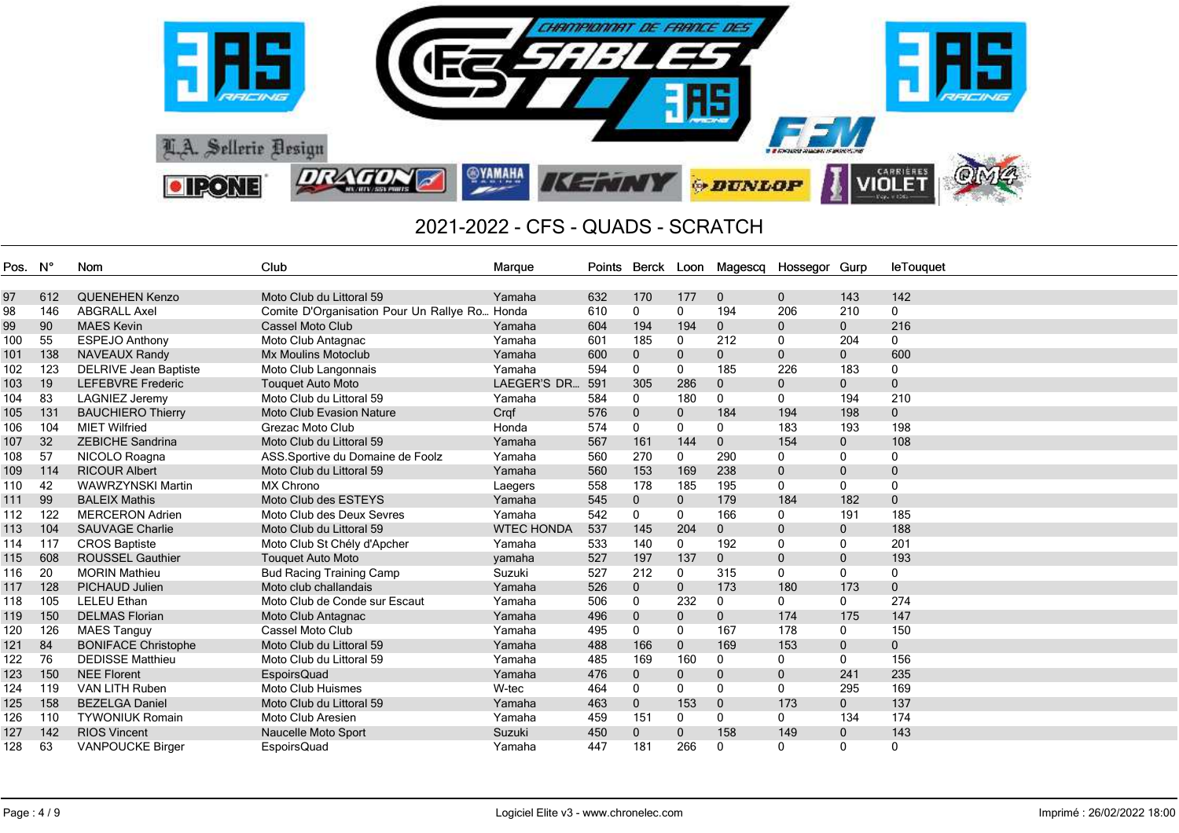## 2021-2022 - CFS - QUADS - SCRATCH

| Pos. | N° | Nom | Club | Marque | Points | Berck | Loon | Magescq | Hossegor | Gurp | leTouquet |
|---|---|---|---|---|---|---|---|---|---|---|---|
| 97 | 612 | QUENEHEN Kenzo | Moto Club du Littoral 59 | Yamaha | 632 | 170 | 177 | 0 | 0 | 143 | 142 |
| 98 | 146 | ABGRALL Axel | Comite D'Organisation Pour Un Rallye Ro... | Honda | 610 | 0 | 0 | 194 | 206 | 210 | 0 |
| 99 | 90 | MAES Kevin | Cassel Moto Club | Yamaha | 604 | 194 | 194 | 0 | 0 | 0 | 216 |
| 100 | 55 | ESPEJO Anthony | Moto Club Antagnac | Yamaha | 601 | 185 | 0 | 212 | 0 | 204 | 0 |
| 101 | 138 | NAVEAUX Randy | Mx Moulins Motoclub | Yamaha | 600 | 0 | 0 | 0 | 0 | 0 | 600 |
| 102 | 123 | DELRIVE Jean Baptiste | Moto Club Langonnais | Yamaha | 594 | 0 | 0 | 185 | 226 | 183 | 0 |
| 103 | 19 | LEFEBVRE Frederic | Touquet Auto Moto | LAEGER'S DR... | 591 | 305 | 286 | 0 | 0 | 0 | 0 |
| 104 | 83 | LAGNIEZ Jeremy | Moto Club du Littoral 59 | Yamaha | 584 | 0 | 180 | 0 | 0 | 194 | 210 |
| 105 | 131 | BAUCHIERO Thierry | Moto Club Evasion Nature | Crqf | 576 | 0 | 0 | 184 | 194 | 198 | 0 |
| 106 | 104 | MIET Wilfried | Grezac Moto Club | Honda | 574 | 0 | 0 | 0 | 183 | 193 | 198 |
| 107 | 32 | ZEBICHE Sandrina | Moto Club du Littoral 59 | Yamaha | 567 | 161 | 144 | 0 | 154 | 0 | 108 |
| 108 | 57 | NICOLO Roagna | ASS.Sportive du Domaine de Foolz | Yamaha | 560 | 270 | 0 | 290 | 0 | 0 | 0 |
| 109 | 114 | RICOUR Albert | Moto Club du Littoral 59 | Yamaha | 560 | 153 | 169 | 238 | 0 | 0 | 0 |
| 110 | 42 | WAWRZYNSKI Martin | MX Chrono | Laegers | 558 | 178 | 185 | 195 | 0 | 0 | 0 |
| 111 | 99 | BALEIX Mathis | Moto Club des ESTEYS | Yamaha | 545 | 0 | 0 | 179 | 184 | 182 | 0 |
| 112 | 122 | MERCERON Adrien | Moto Club des Deux Sevres | Yamaha | 542 | 0 | 0 | 166 | 0 | 191 | 185 |
| 113 | 104 | SAUVAGE Charlie | Moto Club du Littoral 59 | WTEC HONDA | 537 | 145 | 204 | 0 | 0 | 0 | 188 |
| 114 | 117 | CROS Baptiste | Moto Club St Chély d'Apcher | Yamaha | 533 | 140 | 0 | 192 | 0 | 0 | 201 |
| 115 | 608 | ROUSSEL Gauthier | Touquet Auto Moto | yamaha | 527 | 197 | 137 | 0 | 0 | 0 | 193 |
| 116 | 20 | MORIN Mathieu | Bud Racing Training Camp | Suzuki | 527 | 212 | 0 | 315 | 0 | 0 | 0 |
| 117 | 128 | PICHAUD Julien | Moto club challandais | Yamaha | 526 | 0 | 0 | 173 | 180 | 173 | 0 |
| 118 | 105 | LELEU Ethan | Moto Club de Conde sur Escaut | Yamaha | 506 | 0 | 232 | 0 | 0 | 0 | 274 |
| 119 | 150 | DELMAS Florian | Moto Club Antagnac | Yamaha | 496 | 0 | 0 | 0 | 174 | 175 | 147 |
| 120 | 126 | MAES Tanguy | Cassel Moto Club | Yamaha | 495 | 0 | 0 | 167 | 178 | 0 | 150 |
| 121 | 84 | BONIFACE Christophe | Moto Club du Littoral 59 | Yamaha | 488 | 166 | 0 | 169 | 153 | 0 | 0 |
| 122 | 76 | DEDISSE Matthieu | Moto Club du Littoral 59 | Yamaha | 485 | 169 | 160 | 0 | 0 | 0 | 156 |
| 123 | 150 | NEE Florent | EspoirsQuad | Yamaha | 476 | 0 | 0 | 0 | 0 | 241 | 235 |
| 124 | 119 | VAN LITH Ruben | Moto Club Huismes | W-tec | 464 | 0 | 0 | 0 | 0 | 295 | 169 |
| 125 | 158 | BEZELGA Daniel | Moto Club du Littoral 59 | Yamaha | 463 | 0 | 153 | 0 | 173 | 0 | 137 |
| 126 | 110 | TYWONIUK Romain | Moto Club Aresien | Yamaha | 459 | 151 | 0 | 0 | 0 | 134 | 174 |
| 127 | 142 | RIOS Vincent | Naucelle Moto Sport | Suzuki | 450 | 0 | 0 | 158 | 149 | 0 | 143 |
| 128 | 63 | VANPOUCKE Birger | EspoirsQuad | Yamaha | 447 | 181 | 266 | 0 | 0 | 0 | 0 |

Logiciel Elite v3 - www.chronelec.com

Imprimé : 26/02/2022 18:00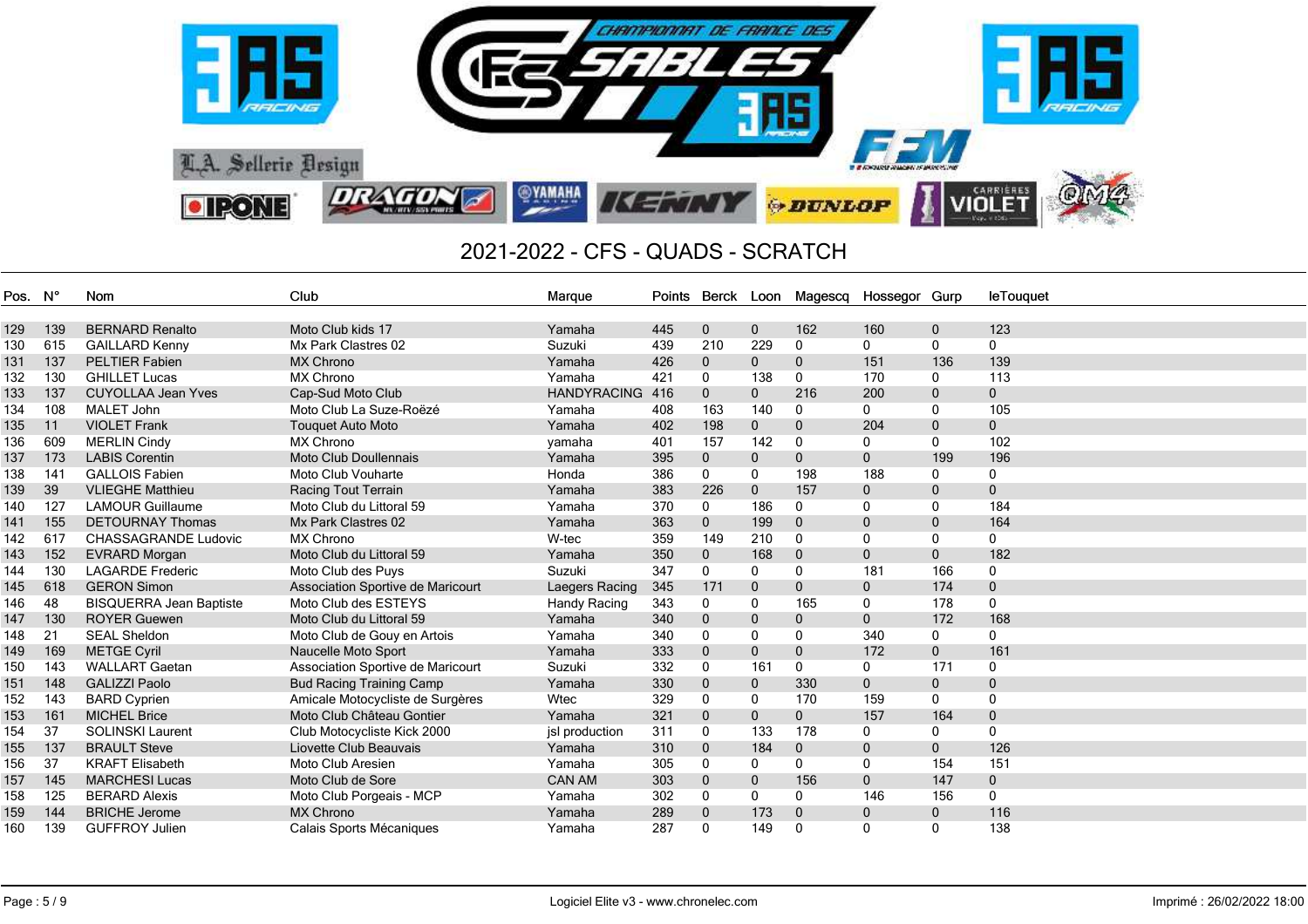# 2021-2022 - CFS - QUADS - SCRATCH

| Pos. | N° | Nom | Club | Marque | Points | Berck | Loon | Magescq | Hossegor | Gurp | leTouquet |
|---|---|---|---|---|---|---|---|---|---|---|---|
| 129 | 139 | BERNARD Renalto | Moto Club kids 17 | Yamaha | 445 | 0 | 0 | 162 | 160 | 0 | 123 |
| 130 | 615 | GAILLARD Kenny | Mx Park Clastres 02 | Suzuki | 439 | 210 | 229 | 0 | 0 | 0 | 0 |
| 131 | 137 | PELTIER Fabien | MX Chrono | Yamaha | 426 | 0 | 0 | 0 | 151 | 136 | 139 |
| 132 | 130 | GHILLET Lucas | MX Chrono | Yamaha | 421 | 0 | 138 | 0 | 170 | 0 | 113 |
| 133 | 137 | CUYOLLAA Jean Yves | Cap-Sud Moto Club | HANDYRACING | 416 | 0 | 0 | 216 | 200 | 0 | 0 |
| 134 | 108 | MALET John | Moto Club La Suze-Roëzé | Yamaha | 408 | 163 | 140 | 0 | 0 | 0 | 105 |
| 135 | 11 | VIOLET Frank | Touquet Auto Moto | Yamaha | 402 | 198 | 0 | 0 | 204 | 0 | 0 |
| 136 | 609 | MERLIN Cindy | MX Chrono | yamaha | 401 | 157 | 142 | 0 | 0 | 0 | 102 |
| 137 | 173 | LABIS Corentin | Moto Club Doullennais | Yamaha | 395 | 0 | 0 | 0 | 0 | 199 | 196 |
| 138 | 141 | GALLOIS Fabien | Moto Club Vouharte | Honda | 386 | 0 | 0 | 198 | 188 | 0 | 0 |
| 139 | 39 | VLIEGHE Matthieu | Racing Tout Terrain | Yamaha | 383 | 226 | 0 | 157 | 0 | 0 | 0 |
| 140 | 127 | LAMOUR Guillaume | Moto Club du Littoral 59 | Yamaha | 370 | 0 | 186 | 0 | 0 | 0 | 184 |
| 141 | 155 | DETOURNAY Thomas | Mx Park Clastres 02 | Yamaha | 363 | 0 | 199 | 0 | 0 | 0 | 164 |
| 142 | 617 | CHASSAGRANDE Ludovic | MX Chrono | W-tec | 359 | 149 | 210 | 0 | 0 | 0 | 0 |
| 143 | 152 | EVRARD Morgan | Moto Club du Littoral 59 | Yamaha | 350 | 0 | 168 | 0 | 0 | 0 | 182 |
| 144 | 130 | LAGARDE Frederic | Moto Club des Puys | Suzuki | 347 | 0 | 0 | 0 | 181 | 166 | 0 |
| 145 | 618 | GERON Simon | Association Sportive de Maricourt | Laegers Racing | 345 | 171 | 0 | 0 | 0 | 174 | 0 |
| 146 | 48 | BISQUERRA Jean Baptiste | Moto Club des ESTEYS | Handy Racing | 343 | 0 | 0 | 165 | 0 | 178 | 0 |
| 147 | 130 | ROYER Guewen | Moto Club du Littoral 59 | Yamaha | 340 | 0 | 0 | 0 | 0 | 172 | 168 |
| 148 | 21 | SEAL Sheldon | Moto Club de Gouy en Artois | Yamaha | 340 | 0 | 0 | 0 | 340 | 0 | 0 |
| 149 | 169 | METGE Cyril | Naucelle Moto Sport | Yamaha | 333 | 0 | 0 | 0 | 172 | 0 | 161 |
| 150 | 143 | WALLART Gaetan | Association Sportive de Maricourt | Suzuki | 332 | 0 | 161 | 0 | 0 | 171 | 0 |
| 151 | 148 | GALIZZI Paolo | Bud Racing Training Camp | Yamaha | 330 | 0 | 0 | 330 | 0 | 0 | 0 |
| 152 | 143 | BARD Cyprien | Amicale Motocycliste de Surgères | Wtec | 329 | 0 | 0 | 170 | 159 | 0 | 0 |
| 153 | 161 | MICHEL Brice | Moto Club Château Gontier | Yamaha | 321 | 0 | 0 | 0 | 157 | 164 | 0 |
| 154 | 37 | SOLINSKI Laurent | Club Motocycliste Kick 2000 | jsl production | 311 | 0 | 133 | 178 | 0 | 0 | 0 |
| 155 | 137 | BRAULT Steve | Liovette Club Beauvais | Yamaha | 310 | 0 | 184 | 0 | 0 | 0 | 126 |
| 156 | 37 | KRAFT Elisabeth | Moto Club Aresien | Yamaha | 305 | 0 | 0 | 0 | 0 | 154 | 151 |
| 157 | 145 | MARCHESI Lucas | Moto Club de Sore | CAN AM | 303 | 0 | 0 | 156 | 0 | 147 | 0 |
| 158 | 125 | BERARD Alexis | Moto Club Porgeais - MCP | Yamaha | 302 | 0 | 0 | 0 | 146 | 156 | 0 |
| 159 | 144 | BRICHE Jerome | MX Chrono | Yamaha | 289 | 0 | 173 | 0 | 0 | 0 | 116 |
| 160 | 139 | GUFFROY Julien | Calais Sports Mécaniques | Yamaha | 287 | 0 | 149 | 0 | 0 | 0 | 138 |

Logiciel Elite v3 - www.chronelec.com

Imprimé : 26/02/2022 18:00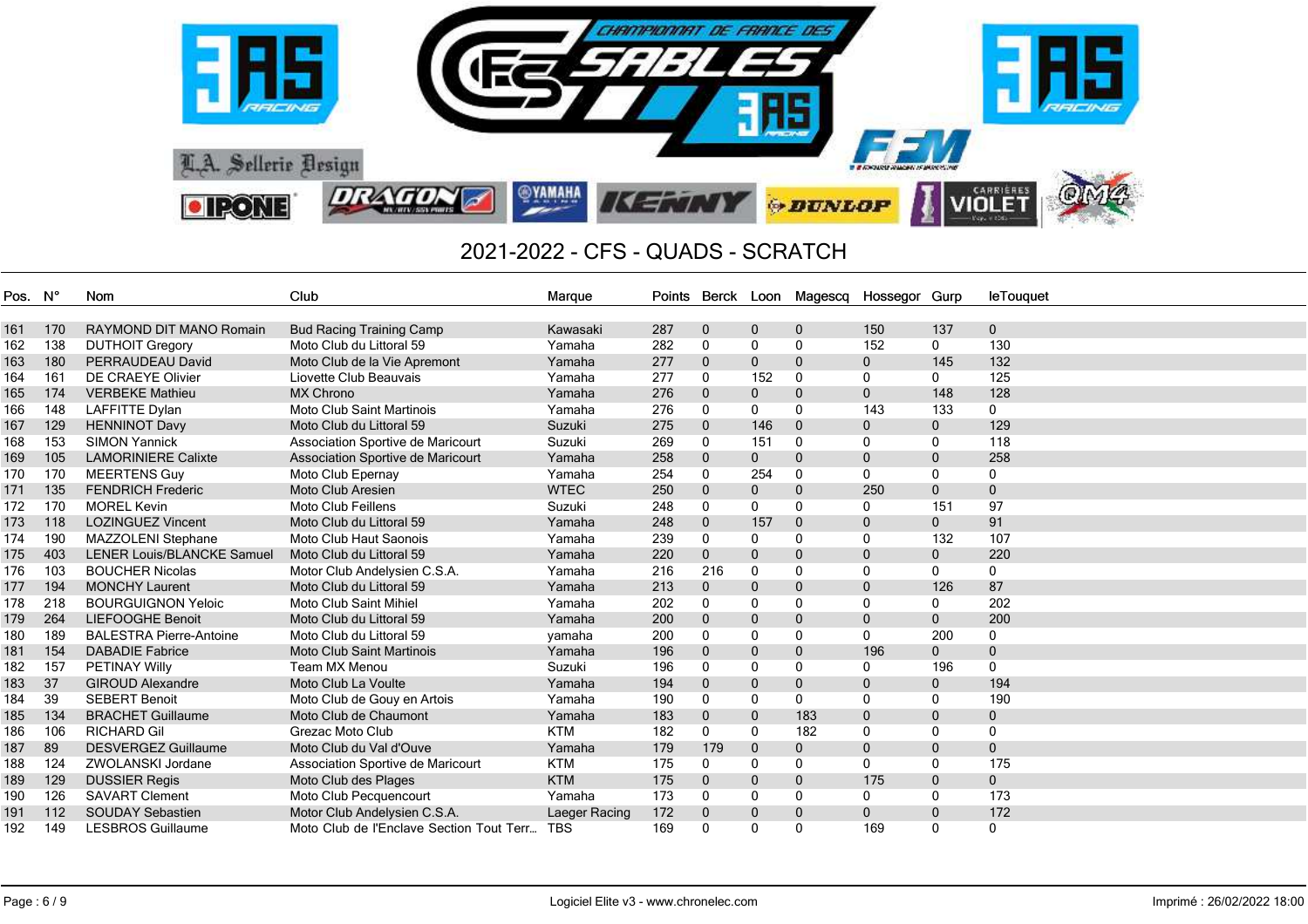# 2021-2022 - CFS - QUADS - SCRATCH

| Pos. | N° | Nom | Club | Marque | Points | Berck | Loon | Magescq | Hossegor | Gurp | leTouquet |
|---|---|---|---|---|---|---|---|---|---|---|---|
| 161 | 170 | RAYMOND DIT MANO Romain | Bud Racing Training Camp | Kawasaki | 287 | 0 | 0 | 0 | 150 | 137 | 0 |
| 162 | 138 | DUTHOIT Gregory | Moto Club du Littoral 59 | Yamaha | 282 | 0 | 0 | 0 | 152 | 0 | 130 |
| 163 | 180 | PERRAUDEAU David | Moto Club de la Vie Apremont | Yamaha | 277 | 0 | 0 | 0 | 0 | 145 | 132 |
| 164 | 161 | DE CRAEYE Olivier | Liovette Club Beauvais | Yamaha | 277 | 0 | 152 | 0 | 0 | 0 | 125 |
| 165 | 174 | VERBEKE Mathieu | MX Chrono | Yamaha | 276 | 0 | 0 | 0 | 0 | 148 | 128 |
| 166 | 148 | LAFFITTE Dylan | Moto Club Saint Martinois | Yamaha | 276 | 0 | 0 | 0 | 143 | 133 | 0 |
| 167 | 129 | HENNINOT Davy | Moto Club du Littoral 59 | Suzuki | 275 | 0 | 146 | 0 | 0 | 0 | 129 |
| 168 | 153 | SIMON Yannick | Association Sportive de Maricourt | Suzuki | 269 | 0 | 151 | 0 | 0 | 0 | 118 |
| 169 | 105 | LAMORINIERE Calixte | Association Sportive de Maricourt | Yamaha | 258 | 0 | 0 | 0 | 0 | 0 | 258 |
| 170 | 170 | MEERTENS Guy | Moto Club Epernay | Yamaha | 254 | 0 | 254 | 0 | 0 | 0 | 0 |
| 171 | 135 | FENDRICH Frederic | Moto Club Aresien | WTEC | 250 | 0 | 0 | 0 | 250 | 0 | 0 |
| 172 | 170 | MOREL Kevin | Moto Club Feillens | Suzuki | 248 | 0 | 0 | 0 | 0 | 151 | 97 |
| 173 | 118 | LOZINGUEZ Vincent | Moto Club du Littoral 59 | Yamaha | 248 | 0 | 157 | 0 | 0 | 0 | 91 |
| 174 | 190 | MAZZOLENI Stephane | Moto Club Haut Saonois | Yamaha | 239 | 0 | 0 | 0 | 0 | 132 | 107 |
| 175 | 403 | LENER Louis/BLANCKE Samuel | Moto Club du Littoral 59 | Yamaha | 220 | 0 | 0 | 0 | 0 | 0 | 220 |
| 176 | 103 | BOUCHER Nicolas | Motor Club Andelysien C.S.A. | Yamaha | 216 | 216 | 0 | 0 | 0 | 0 | 0 |
| 177 | 194 | MONCHY Laurent | Moto Club du Littoral 59 | Yamaha | 213 | 0 | 0 | 0 | 0 | 126 | 87 |
| 178 | 218 | BOURGUIGNON Yeloic | Moto Club Saint Mihiel | Yamaha | 202 | 0 | 0 | 0 | 0 | 0 | 202 |
| 179 | 264 | LIEFOOGHE Benoit | Moto Club du Littoral 59 | Yamaha | 200 | 0 | 0 | 0 | 0 | 0 | 200 |
| 180 | 189 | BALESTRA Pierre-Antoine | Moto Club du Littoral 59 | yamaha | 200 | 0 | 0 | 0 | 0 | 200 | 0 |
| 181 | 154 | DABADIE Fabrice | Moto Club Saint Martinois | Yamaha | 196 | 0 | 0 | 0 | 196 | 0 | 0 |
| 182 | 157 | PETINAY Willy | Team MX Menou | Suzuki | 196 | 0 | 0 | 0 | 0 | 196 | 0 |
| 183 | 37 | GIROUD Alexandre | Moto Club La Voulte | Yamaha | 194 | 0 | 0 | 0 | 0 | 0 | 194 |
| 184 | 39 | SEBERT Benoit | Moto Club de Gouy en Artois | Yamaha | 190 | 0 | 0 | 0 | 0 | 0 | 190 |
| 185 | 134 | BRACHET Guillaume | Moto Club de Chaumont | Yamaha | 183 | 0 | 0 | 183 | 0 | 0 | 0 |
| 186 | 106 | RICHARD Gil | Grezac Moto Club | KTM | 182 | 0 | 0 | 182 | 0 | 0 | 0 |
| 187 | 89 | DESVERGEZ Guillaume | Moto Club du Val d'Ouve | Yamaha | 179 | 179 | 0 | 0 | 0 | 0 | 0 |
| 188 | 124 | ZWOLANSKI Jordane | Association Sportive de Maricourt | KTM | 175 | 0 | 0 | 0 | 0 | 0 | 175 |
| 189 | 129 | DUSSIER Regis | Moto Club des Plages | KTM | 175 | 0 | 0 | 0 | 175 | 0 | 0 |
| 190 | 126 | SAVART Clement | Moto Club Pecquencourt | Yamaha | 173 | 0 | 0 | 0 | 0 | 0 | 173 |
| 191 | 112 | SOUDAY Sebastien | Motor Club Andelysien C.S.A. | Laeger Racing | 172 | 0 | 0 | 0 | 0 | 0 | 172 |
| 192 | 149 | LESBROS Guillaume | Moto Club de l'Enclave Section Tout Terr... | TBS | 169 | 0 | 0 | 0 | 169 | 0 | 0 |

Logiciel Elite v3 - www.chronelec.com

Imprimé : 26/02/2022 18:00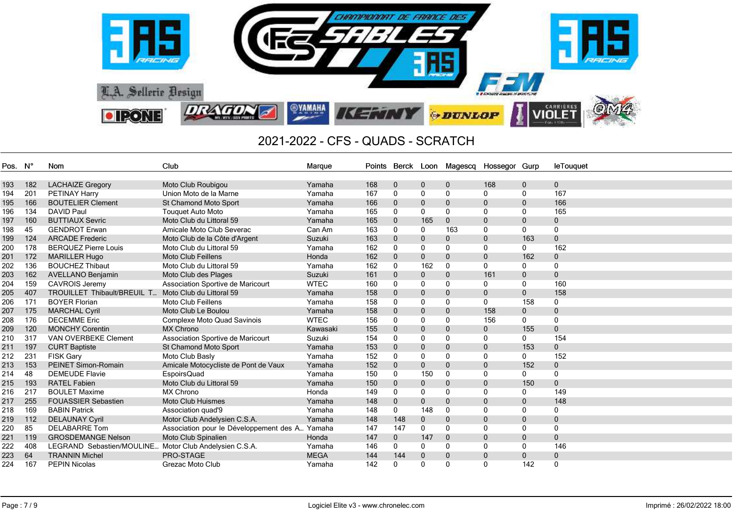# 2021-2022 - CFS - QUADS - SCRATCH

| Pos. | N° | Nom | Club | Marque | Points | Berck | Loon | Magescq | Hossegor | Gurp | leTouquet |
|---|---|---|---|---|---|---|---|---|---|---|---|
| 193 | 182 | LACHAIZE Gregory | Moto Club Roubigou | Yamaha | 168 | 0 | 0 | 0 | 168 | 0 | 0 |
| 194 | 201 | PETINAY Harry | Union Moto de la Marne | Yamaha | 167 | 0 | 0 | 0 | 0 | 0 | 167 |
| 195 | 166 | BOUTELIER Clement | St Chamond Moto Sport | Yamaha | 166 | 0 | 0 | 0 | 0 | 0 | 166 |
| 196 | 134 | DAVID Paul | Touquet Auto Moto | Yamaha | 165 | 0 | 0 | 0 | 0 | 0 | 165 |
| 197 | 160 | BUTTIAUX Sevric | Moto Club du Littoral 59 | Yamaha | 165 | 0 | 165 | 0 | 0 | 0 | 0 |
| 198 | 45 | GENDROT Erwan | Amicale Moto Club Severac | Can Am | 163 | 0 | 0 | 163 | 0 | 0 | 0 |
| 199 | 124 | ARCADE Frederic | Moto Club de la Côte d'Argent | Suzuki | 163 | 0 | 0 | 0 | 0 | 163 | 0 |
| 200 | 178 | BERQUEZ Pierre Louis | Moto Club du Littoral 59 | Yamaha | 162 | 0 | 0 | 0 | 0 | 0 | 162 |
| 201 | 172 | MARILLER Hugo | Moto Club Feillens | Honda | 162 | 0 | 0 | 0 | 0 | 162 | 0 |
| 202 | 136 | BOUCHEZ Thibaut | Moto Club du Littoral 59 | Yamaha | 162 | 0 | 162 | 0 | 0 | 0 | 0 |
| 203 | 162 | AVELLANO Benjamin | Moto Club des Plages | Suzuki | 161 | 0 | 0 | 0 | 161 | 0 | 0 |
| 204 | 159 | CAVROIS Jeremy | Association Sportive de Maricourt | WTEC | 160 | 0 | 0 | 0 | 0 | 0 | 160 |
| 205 | 407 | TROUILLET Thibault/BREUIL T... | Moto Club du Littoral 59 | Yamaha | 158 | 0 | 0 | 0 | 0 | 0 | 158 |
| 206 | 171 | BOYER Florian | Moto Club Feillens | Yamaha | 158 | 0 | 0 | 0 | 0 | 158 | 0 |
| 207 | 175 | MARCHAL Cyril | Moto Club Le Boulou | Yamaha | 158 | 0 | 0 | 0 | 158 | 0 | 0 |
| 208 | 176 | DECEMME Eric | Complexe Moto Quad Savinois | WTEC | 156 | 0 | 0 | 0 | 156 | 0 | 0 |
| 209 | 120 | MONCHY Corentin | MX Chrono | Kawasaki | 155 | 0 | 0 | 0 | 0 | 155 | 0 |
| 210 | 317 | VAN OVERBEKE Clement | Association Sportive de Maricourt | Suzuki | 154 | 0 | 0 | 0 | 0 | 0 | 154 |
| 211 | 197 | CURT Baptiste | St Chamond Moto Sport | Yamaha | 153 | 0 | 0 | 0 | 0 | 153 | 0 |
| 212 | 231 | FISK Gary | Moto Club Basly | Yamaha | 152 | 0 | 0 | 0 | 0 | 0 | 152 |
| 213 | 153 | PEINET Simon-Romain | Amicale Motocycliste de Pont de Vaux | Yamaha | 152 | 0 | 0 | 0 | 0 | 152 | 0 |
| 214 | 48 | DEMEUDE Flavie | EspoirsQuad | Yamaha | 150 | 0 | 150 | 0 | 0 | 0 | 0 |
| 215 | 193 | RATEL Fabien | Moto Club du Littoral 59 | Yamaha | 150 | 0 | 0 | 0 | 0 | 150 | 0 |
| 216 | 217 | BOULET Maxime | MX Chrono | Honda | 149 | 0 | 0 | 0 | 0 | 0 | 149 |
| 217 | 255 | FOUASSIER Sebastien | Moto Club Huismes | Yamaha | 148 | 0 | 0 | 0 | 0 | 0 | 148 |
| 218 | 169 | BABIN Patrick | Association quad'9 | Yamaha | 148 | 0 | 148 | 0 | 0 | 0 | 0 |
| 219 | 112 | DELAUNAY Cyril | Motor Club Andelysien C.S.A. | Yamaha | 148 | 148 | 0 | 0 | 0 | 0 | 0 |
| 220 | 85 | DELABARRE Tom | Association pour le Développement des A... | Yamaha | 147 | 147 | 0 | 0 | 0 | 0 | 0 |
| 221 | 119 | GROSDEMANGE Nelson | Moto Club Spinalien | Honda | 147 | 0 | 147 | 0 | 0 | 0 | 0 |
| 222 | 408 | LEGRAND Sebastien/MOULINE... | Motor Club Andelysien C.S.A. | Yamaha | 146 | 0 | 0 | 0 | 0 | 0 | 146 |
| 223 | 64 | TRANNIN Michel | PRO-STAGE | MEGA | 144 | 144 | 0 | 0 | 0 | 0 | 0 |
| 224 | 167 | PEPIN Nicolas | Grezac Moto Club | Yamaha | 142 | 0 | 0 | 0 | 0 | 142 | 0 |

Logiciel Elite v3 - www.chronelec.com

Imprimé : 26/02/2022 18:00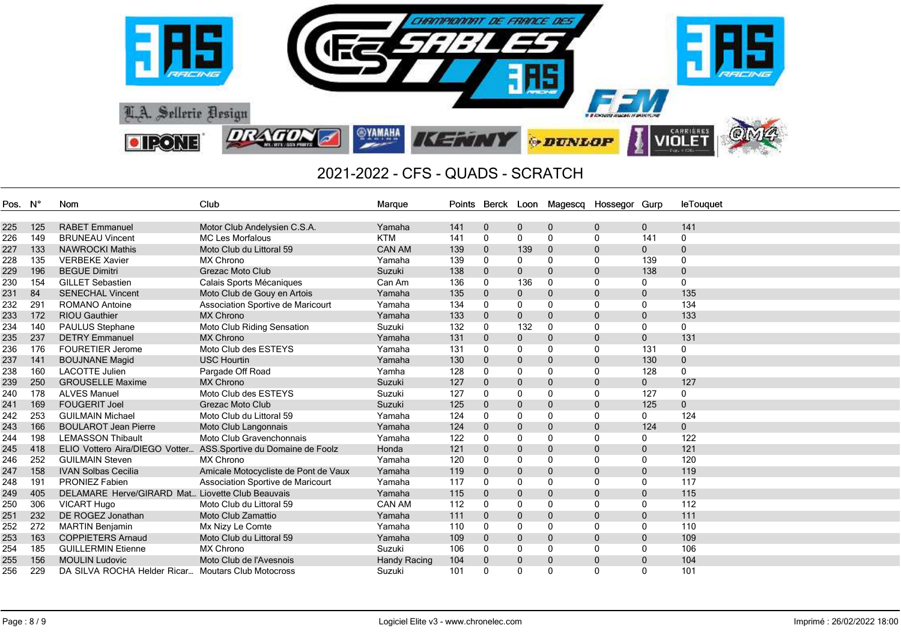# 2021-2022 - CFS - QUADS - SCRATCH

| Pos. | N° | Nom | Club | Marque | Points | Berck | Loon | Magescq | Hossegor | Gurp | leTouquet |
|---|---|---|---|---|---|---|---|---|---|---|---|
| 225 | 125 | RABET Emmanuel | Motor Club Andelysien C.S.A. | Yamaha | 141 | 0 | 0 | 0 | 0 | 0 | 141 |
| 226 | 149 | BRUNEAU Vincent | MC Les Morfalous | KTM | 141 | 0 | 0 | 0 | 0 | 141 | 0 |
| 227 | 133 | NAWROCKI Mathis | Moto Club du Littoral 59 | CAN AM | 139 | 0 | 139 | 0 | 0 | 0 | 0 |
| 228 | 135 | VERBEKE Xavier | MX Chrono | Yamaha | 139 | 0 | 0 | 0 | 0 | 139 | 0 |
| 229 | 196 | BEGUE Dimitri | Grezac Moto Club | Suzuki | 138 | 0 | 0 | 0 | 0 | 138 | 0 |
| 230 | 154 | GILLET Sebastien | Calais Sports Mécaniques | Can Am | 136 | 0 | 136 | 0 | 0 | 0 | 0 |
| 231 | 84 | SENECHAL Vincent | Moto Club de Gouy en Artois | Yamaha | 135 | 0 | 0 | 0 | 0 | 0 | 135 |
| 232 | 291 | ROMANO Antoine | Association Sportive de Maricourt | Yamaha | 134 | 0 | 0 | 0 | 0 | 0 | 134 |
| 233 | 172 | RIOU Gauthier | MX Chrono | Yamaha | 133 | 0 | 0 | 0 | 0 | 0 | 133 |
| 234 | 140 | PAULUS Stephane | Moto Club Riding Sensation | Suzuki | 132 | 0 | 132 | 0 | 0 | 0 | 0 |
| 235 | 237 | DETRY Emmanuel | MX Chrono | Yamaha | 131 | 0 | 0 | 0 | 0 | 0 | 131 |
| 236 | 176 | FOURETIER Jerome | Moto Club des ESTEYS | Yamaha | 131 | 0 | 0 | 0 | 0 | 131 | 0 |
| 237 | 141 | BOUJNANE Magid | USC Hourtin | Yamaha | 130 | 0 | 0 | 0 | 0 | 130 | 0 |
| 238 | 160 | LACOTTE Julien | Pargade Off Road | Yamha | 128 | 0 | 0 | 0 | 0 | 128 | 0 |
| 239 | 250 | GROUSELLE Maxime | MX Chrono | Suzuki | 127 | 0 | 0 | 0 | 0 | 0 | 127 |
| 240 | 178 | ALVES Manuel | Moto Club des ESTEYS | Suzuki | 127 | 0 | 0 | 0 | 0 | 127 | 0 |
| 241 | 169 | FOUGERIT Joel | Grezac Moto Club | Suzuki | 125 | 0 | 0 | 0 | 0 | 125 | 0 |
| 242 | 253 | GUILMAIN Michael | Moto Club du Littoral 59 | Yamaha | 124 | 0 | 0 | 0 | 0 | 0 | 124 |
| 243 | 166 | BOULAROT Jean Pierre | Moto Club Langonnais | Yamaha | 124 | 0 | 0 | 0 | 0 | 124 | 0 |
| 244 | 198 | LEMASSON Thibault | Moto Club Gravenchonnais | Yamaha | 122 | 0 | 0 | 0 | 0 | 0 | 122 |
| 245 | 418 | ELIO Vottero Aira/DIEGO Votter... | ASS.Sportive du Domaine de Foolz | Honda | 121 | 0 | 0 | 0 | 0 | 0 | 121 |
| 246 | 252 | GUILMAIN Steven | MX Chrono | Yamaha | 120 | 0 | 0 | 0 | 0 | 0 | 120 |
| 247 | 158 | IVAN Solbas Cecilia | Amicale Motocycliste de Pont de Vaux | Yamaha | 119 | 0 | 0 | 0 | 0 | 0 | 119 |
| 248 | 191 | PRONIEZ Fabien | Association Sportive de Maricourt | Yamaha | 117 | 0 | 0 | 0 | 0 | 0 | 117 |
| 249 | 405 | DELAMARE Herve/GIRARD Mat... | Liovette Club Beauvais | Yamaha | 115 | 0 | 0 | 0 | 0 | 0 | 115 |
| 250 | 306 | VICART Hugo | Moto Club du Littoral 59 | CAN AM | 112 | 0 | 0 | 0 | 0 | 0 | 112 |
| 251 | 232 | DE ROGEZ Jonathan | Moto Club Zamattio | Yamaha | 111 | 0 | 0 | 0 | 0 | 0 | 111 |
| 252 | 272 | MARTIN Benjamin | Mx Nizy Le Comte | Yamaha | 110 | 0 | 0 | 0 | 0 | 0 | 110 |
| 253 | 163 | COPPIETERS Arnaud | Moto Club du Littoral 59 | Yamaha | 109 | 0 | 0 | 0 | 0 | 0 | 109 |
| 254 | 185 | GUILLERMIN Etienne | MX Chrono | Suzuki | 106 | 0 | 0 | 0 | 0 | 0 | 106 |
| 255 | 156 | MOULIN Ludovic | Moto Club de l'Avesnois | Handy Racing | 104 | 0 | 0 | 0 | 0 | 0 | 104 |
| 256 | 229 | DA SILVA ROCHA Helder Ricar... | Moutars Club Motocross | Suzuki | 101 | 0 | 0 | 0 | 0 | 0 | 101 |

Logiciel Elite v3 - www.chronelec.com

Imprimé : 26/02/2022 18:00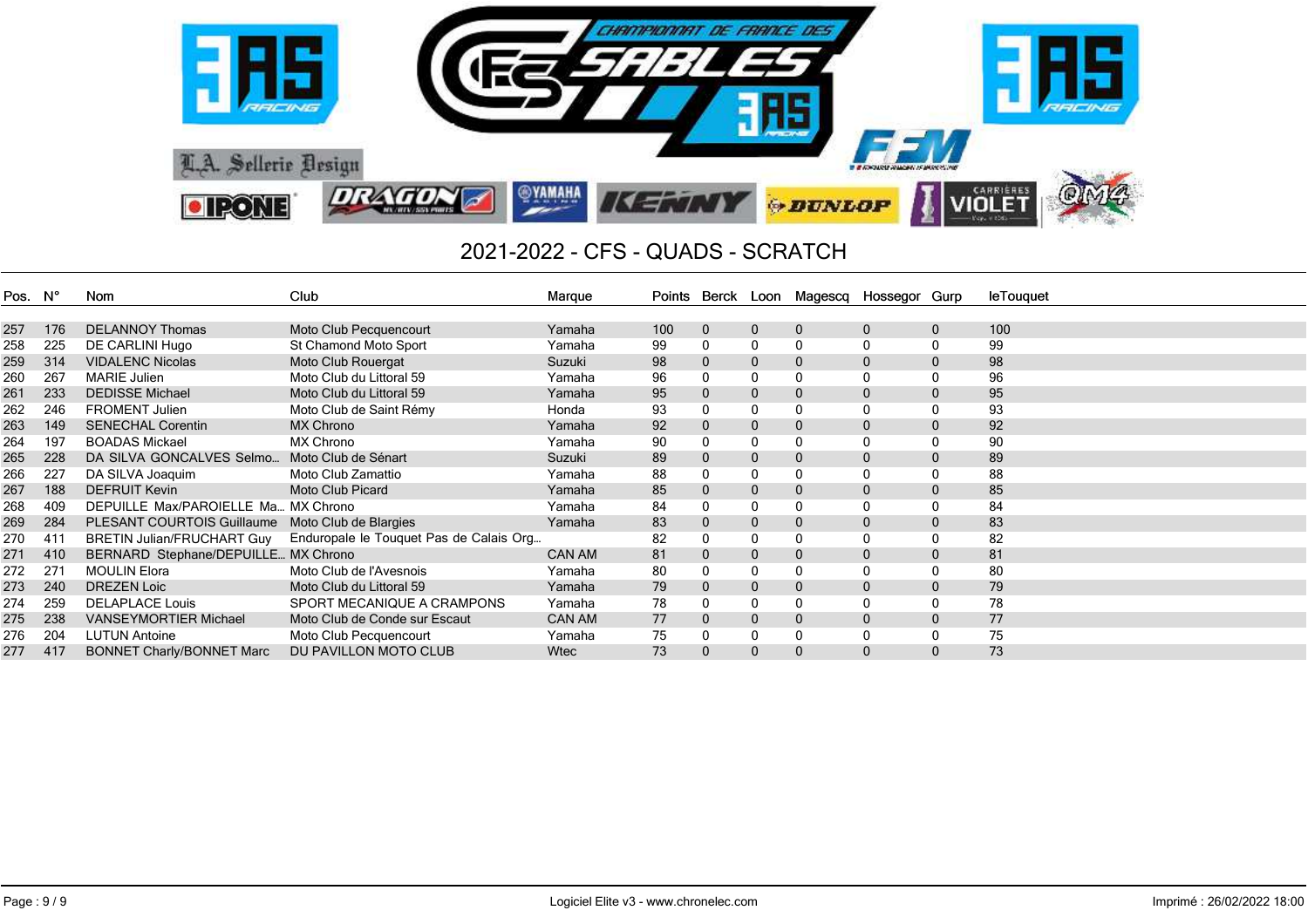# 2021-2022 - CFS - QUADS - SCRATCH

| Pos. | N° | Nom | Club | Marque | Points | Berck | Loon | Magescq | Hossegor | Gurp | leTouquet |
|---|---|---|---|---|---|---|---|---|---|---|---|
| 257 | 176 | DELANNOY Thomas | Moto Club Pecquencourt | Yamaha | 100 | 0 | 0 | 0 | 0 | 0 | 100 |
| 258 | 225 | DE CARLINI Hugo | St Chamond Moto Sport | Yamaha | 99 | 0 | 0 | 0 | 0 | 0 | 99 |
| 259 | 314 | VIDALENC Nicolas | Moto Club Rouergat | Suzuki | 98 | 0 | 0 | 0 | 0 | 0 | 98 |
| 260 | 267 | MARIE Julien | Moto Club du Littoral 59 | Yamaha | 96 | 0 | 0 | 0 | 0 | 0 | 96 |
| 261 | 233 | DEDISSE Michael | Moto Club du Littoral 59 | Yamaha | 95 | 0 | 0 | 0 | 0 | 0 | 95 |
| 262 | 246 | FROMENT Julien | Moto Club de Saint Rémy | Honda | 93 | 0 | 0 | 0 | 0 | 0 | 93 |
| 263 | 149 | SENECHAL Corentin | MX Chrono | Yamaha | 92 | 0 | 0 | 0 | 0 | 0 | 92 |
| 264 | 197 | BOADAS Mickael | MX Chrono | Yamaha | 90 | 0 | 0 | 0 | 0 | 0 | 90 |
| 265 | 228 | DA SILVA GONCALVES Selmo... | Moto Club de Sénart | Suzuki | 89 | 0 | 0 | 0 | 0 | 0 | 89 |
| 266 | 227 | DA SILVA Joaquim | Moto Club Zamattio | Yamaha | 88 | 0 | 0 | 0 | 0 | 0 | 88 |
| 267 | 188 | DEFRUIT Kevin | Moto Club Picard | Yamaha | 85 | 0 | 0 | 0 | 0 | 0 | 85 |
| 268 | 409 | DEPUILLE Max/PAROIELLE Ma... | MX Chrono | Yamaha | 84 | 0 | 0 | 0 | 0 | 0 | 84 |
| 269 | 284 | PLESANT COURTOIS Guillaume | Moto Club de Blargies | Yamaha | 83 | 0 | 0 | 0 | 0 | 0 | 83 |
| 270 | 411 | BRETIN Julian/FRUCHART Guy | Enduropale le Touquet Pas de Calais Org... | | 82 | 0 | 0 | 0 | 0 | 0 | 82 |
| 271 | 410 | BERNARD Stephane/DEPUILLE... | MX Chrono | CAN AM | 81 | 0 | 0 | 0 | 0 | 0 | 81 |
| 272 | 271 | MOULIN Elora | Moto Club de l'Avesnois | Yamaha | 80 | 0 | 0 | 0 | 0 | 0 | 80 |
| 273 | 240 | DREZEN Loic | Moto Club du Littoral 59 | Yamaha | 79 | 0 | 0 | 0 | 0 | 0 | 79 |
| 274 | 259 | DELAPLACE Louis | SPORT MECANIQUE A CRAMPONS | Yamaha | 78 | 0 | 0 | 0 | 0 | 0 | 78 |
| 275 | 238 | VANSEYMORTIER Michael | Moto Club de Conde sur Escaut | CAN AM | 77 | 0 | 0 | 0 | 0 | 0 | 77 |
| 276 | 204 | LUTUN Antoine | Moto Club Pecquencourt | Yamaha | 75 | 0 | 0 | 0 | 0 | 0 | 75 |
| 277 | 417 | BONNET Charly/BONNET Marc | DU PAVILLON MOTO CLUB | Wtec | 73 | 0 | 0 | 0 | 0 | 0 | 73 |

Logiciel Elite v3 - www.chronelec.com

Imprimé : 26/02/2022 18:00